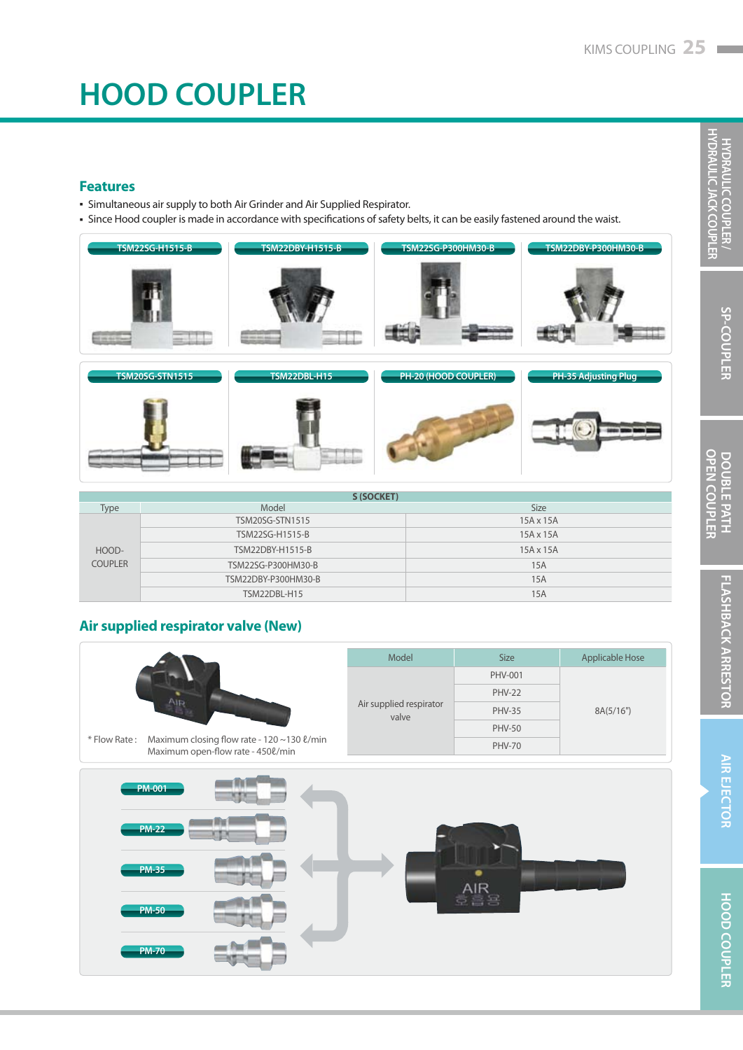# HOOD COUPLER

## Features

- Simultaneous air supply to both Air Grinder and Air Supplied Respirator.
- Since Hood coupler is made in accordance with specifications of safety belts, it can be easily fastened around the waist.

TSM22SG-H1515-B | TSM22DBY-H1515-B | TSM22SG-P300HM30-B | TSM22DBY-P300HM30-B

TSM20SG-STN1515 | TSM22DBL-H15 | PH-20 (HOOD COUPLER) | PH-35 Adjusting Plug

| S (SOCKET) | | |
|---|---|---|
| Type | Model | Size |
| HOOD-COUPLER | TSM20SG-STN1515 | 15A x 15A |
| | TSM22SG-H1515-B | 15A x 15A |
| | TSM22DBY-H1515-B | 15A x 15A |
| | TSM22SG-P300HM30-B | 15A |
| | TSM22DBY-P300HM30-B | 15A |
| | TSM22DBL-H15 | 15A |

## Air supplied respirator valve (New)

* Flow Rate : Maximum closing flow rate - 120 ~130 ℓ/min
Maximum open-flow rate - 450ℓ/min

| Model | Size | Applicable Hose |
|---|---|---|
| Air supplied respirator valve | PHV-001 | 8A(5/16") |
| | PHV-22 | |
| | PHV-35 | |
| | PHV-50 | |
| | PHV-70 | |

PM-001

PM-22

PM-35

PM-50

PM-70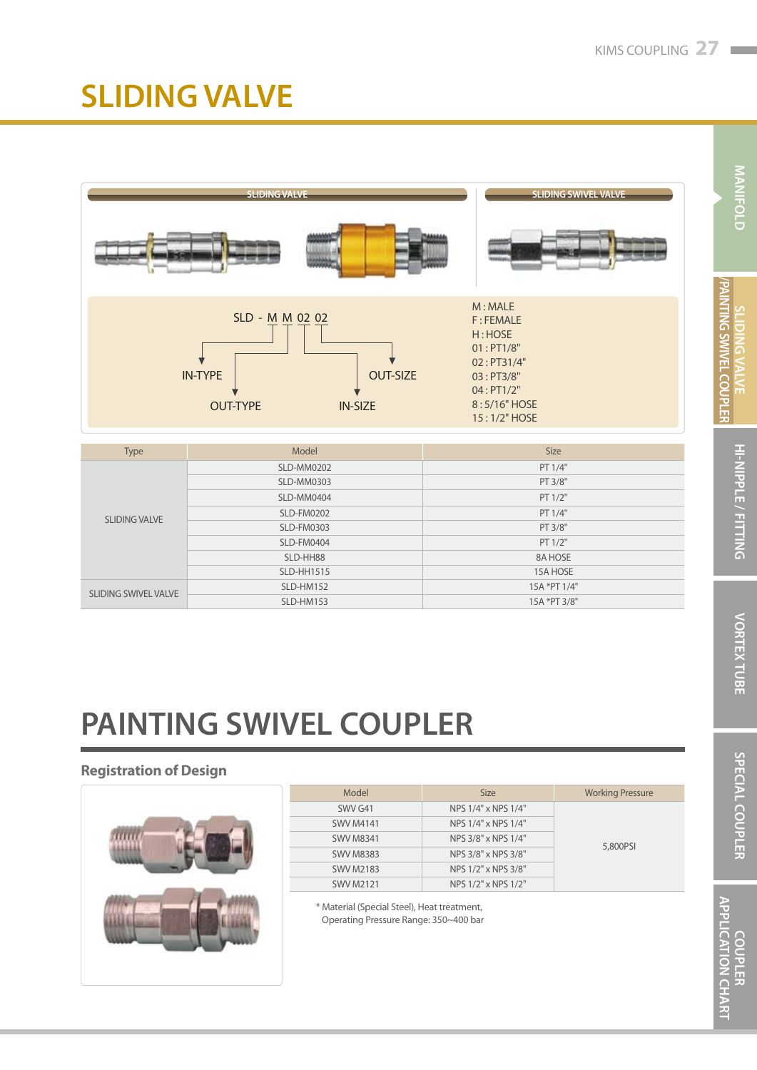# SLIDING VALVE

SLIDING VALVE | SLIDING SWIVEL VALVE

SLD - M M 02 02

- IN-TYPE
- OUT-TYPE
- IN-SIZE
- OUT-SIZE

M : MALE
F : FEMALE
H : HOSE
01 : PT1/8"
02 : PT31/4"
03 : PT3/8"
04 : PT1/2"
8 : 5/16" HOSE
15 : 1/2" HOSE

| Type | Model | Size |
|---|---|---|
| SLIDING VALVE | SLD-MM0202 | PT 1/4" |
| | SLD-MM0303 | PT 3/8" |
| | SLD-MM0404 | PT 1/2" |
| | SLD-FM0202 | PT 1/4" |
| | SLD-FM0303 | PT 3/8" |
| | SLD-FM0404 | PT 1/2" |
| | SLD-HH88 | 8A HOSE |
| | SLD-HH1515 | 15A HOSE |
| SLIDING SWIVEL VALVE | SLD-HM152 | 15A *PT 1/4" |
| | SLD-HM153 | 15A *PT 3/8" |

# PAINTING SWIVEL COUPLER

### Registration of Design

| Model | Size | Working Pressure |
|---|---|---|
| SWV G41 | NPS 1/4" x NPS 1/4" | 5,800PSI |
| SWV M4141 | NPS 1/4" x NPS 1/4" | |
| SWV M8341 | NPS 3/8" x NPS 1/4" | |
| SWV M8383 | NPS 3/8" x NPS 3/8" | |
| SWV M2183 | NPS 1/2" x NPS 3/8" | |
| SWV M2121 | NPS 1/2" x NPS 1/2" | |

* Material (Special Steel), Heat treatment,
  Operating Pressure Range: 350~400 bar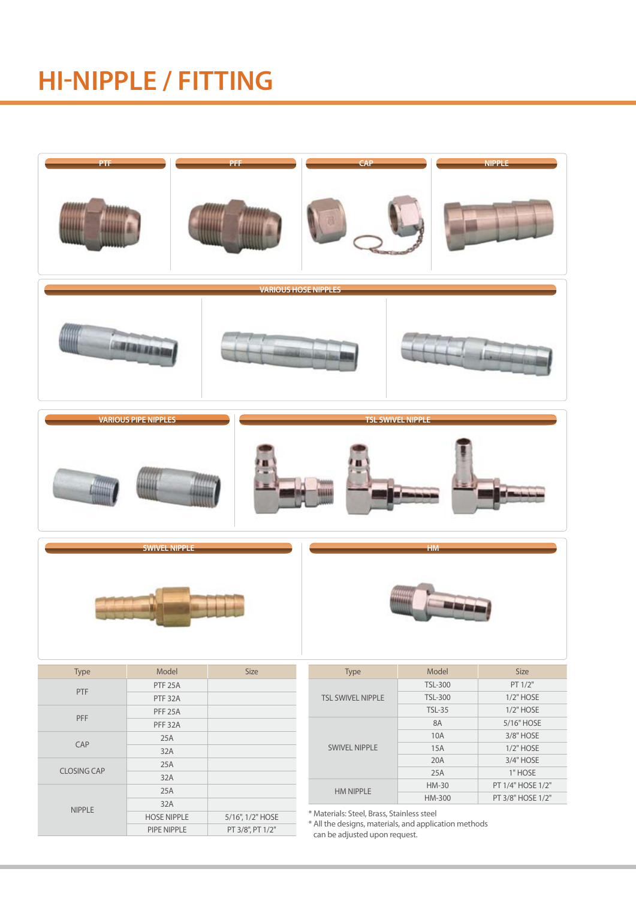# HI-NIPPLE / FITTING

PTF | PFF | CAP | NIPPLE

VARIOUS HOSE NIPPLES

VARIOUS PIPE NIPPLES | TSL SWIVEL NIPPLE

SWIVEL NIPPLE | HM

| Type | Model | Size |
|---|---|---|
| PTF | PTF 25A | |
| | PTF 32A | |
| PFF | PFF 25A | |
| | PFF 32A | |
| CAP | 25A | |
| | 32A | |
| CLOSING CAP | 25A | |
| | 32A | |
| NIPPLE | 25A | |
| | 32A | |
| | HOSE NIPPLE | 5/16", 1/2" HOSE |
| | PIPE NIPPLE | PT 3/8", PT 1/2" |

| Type | Model | Size |
|---|---|---|
| TSL SWIVEL NIPPLE | TSL-300 | PT 1/2" |
| | TSL-300 | 1/2" HOSE |
| | TSL-35 | 1/2" HOSE |
| SWIVEL NIPPLE | 8A | 5/16" HOSE |
| | 10A | 3/8" HOSE |
| | 15A | 1/2" HOSE |
| | 20A | 3/4" HOSE |
| | 25A | 1" HOSE |
| HM NIPPLE | HM-30 | PT 1/4" HOSE 1/2" |
| | HM-300 | PT 3/8" HOSE 1/2" |

* Materials: Steel, Brass, Stainless steel
* All the designs, materials, and application methods can be adjusted upon request.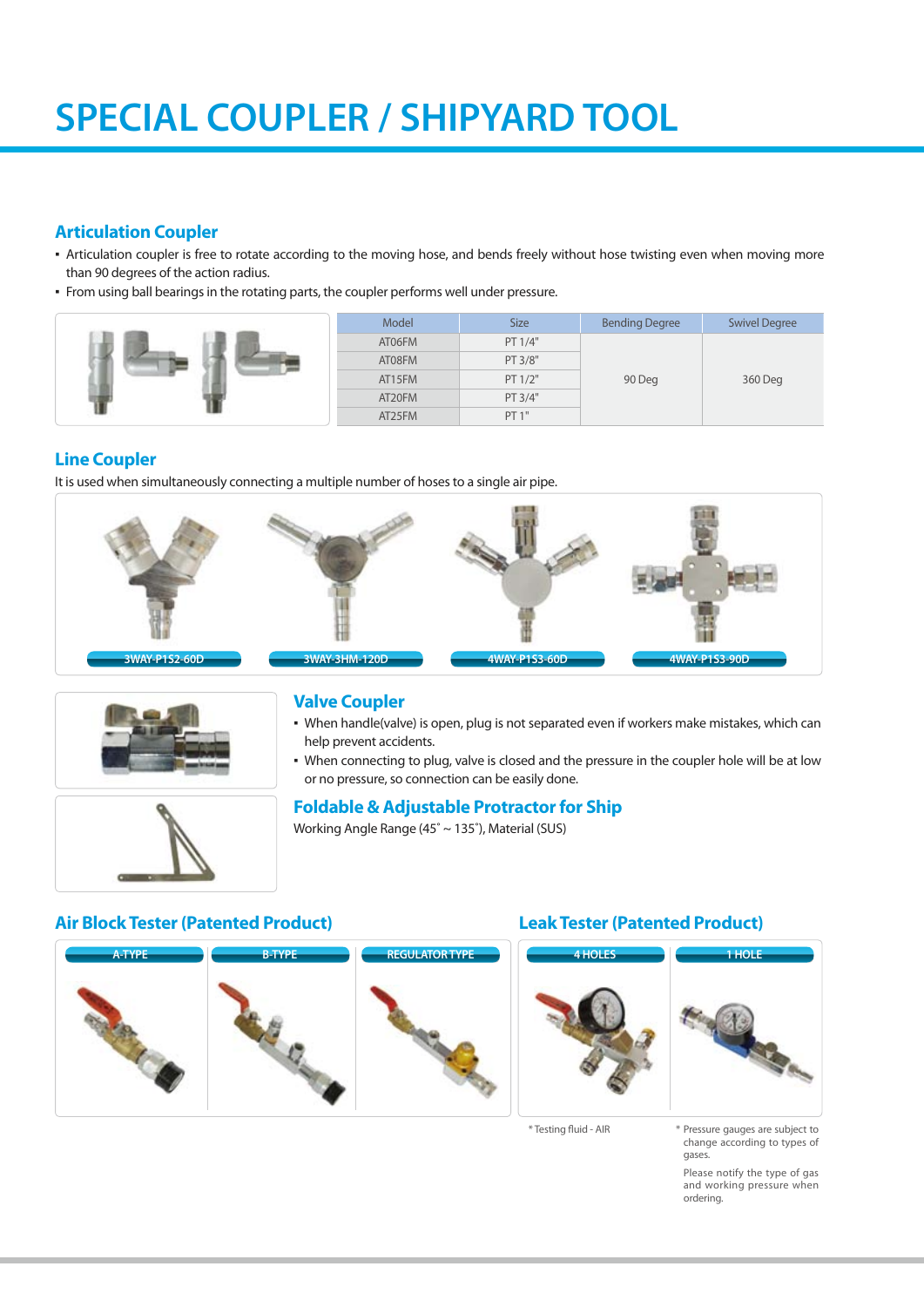# SPECIAL COUPLER / SHIPYARD TOOL

## Articulation Coupler

- Articulation coupler is free to rotate according to the moving hose, and bends freely without hose twisting even when moving more than 90 degrees of the action radius.
- From using ball bearings in the rotating parts, the coupler performs well under pressure.

| Model | Size | Bending Degree | Swivel Degree |
|---|---|---|---|
| AT06FM | PT 1/4" | 90 Deg | 360 Deg |
| AT08FM | PT 3/8" | | |
| AT15FM | PT 1/2" | | |
| AT20FM | PT 3/4" | | |
| AT25FM | PT 1" | | |

## Line Coupler

It is used when simultaneously connecting a multiple number of hoses to a single air pipe.

3WAY-P1S2-60D

3WAY-3HM-120D

4WAY-P1S3-60D

4WAY-P1S3-90D

## Valve Coupler

- When handle(valve) is open, plug is not separated even if workers make mistakes, which can help prevent accidents.
- When connecting to plug, valve is closed and the pressure in the coupler hole will be at low or no pressure, so connection can be easily done.

## Foldable & Adjustable Protractor for Ship

Working Angle Range (45˚ ~ 135˚), Material (SUS)

## Air Block Tester (Patented Product)

A-TYPE

B-TYPE

REGULATOR TYPE

## Leak Tester (Patented Product)

4 HOLES

1 HOLE

* Testing fluid - AIR

* Pressure gauges are subject to change according to types of gases.

Please notify the type of gas and working pressure when ordering.